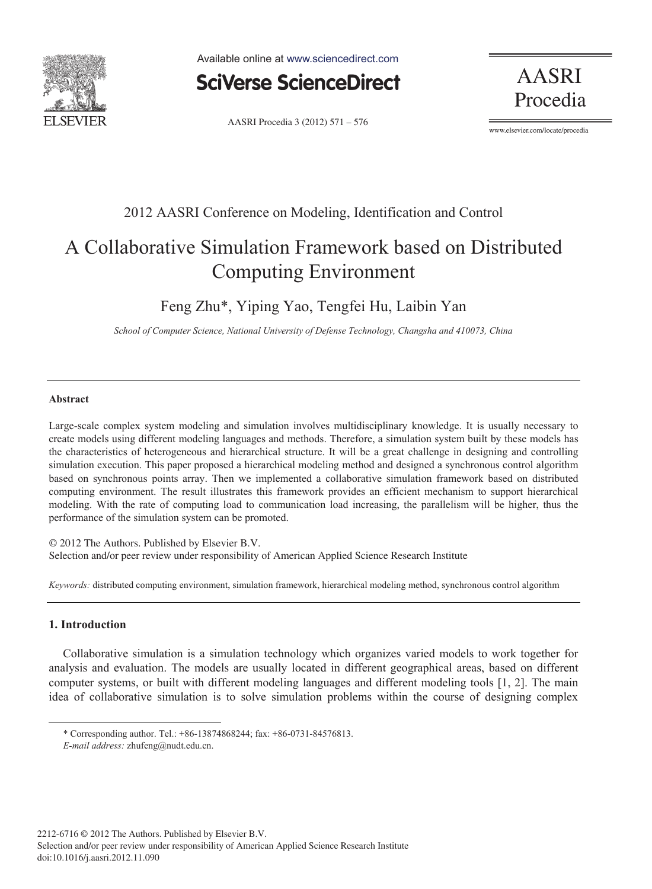2012 AASRI Conference on Modeling, Identification and Control

# A Collaborative Simulation Framework based on Distributed Computing Environment

Feng Zhu*, Yiping Yao, Tengfei Hu, Laibin Yan

*School of Computer Science, National University of Defense Technology, Changsha and 410073, China*

---

**Abstract**

Large-scale complex system modeling and simulation involves multidisciplinary knowledge. It is usually necessary to create models using different modeling languages and methods. Therefore, a simulation system built by these models has the characteristics of heterogeneous and hierarchical structure. It will be a great challenge in designing and controlling simulation execution. This paper proposed a hierarchical modeling method and designed a synchronous control algorithm based on synchronous points array. Then we implemented a collaborative simulation framework based on distributed computing environment. The result illustrates this framework provides an efficient mechanism to support hierarchical modeling. With the rate of computing load to communication load increasing, the parallelism will be higher, thus the performance of the simulation system can be promoted.

© 2012 The Authors. Published by Elsevier B.V.
Selection and/or peer review under responsibility of American Applied Science Research Institute

*Keywords:* distributed computing environment, simulation framework, hierarchical modeling method, synchronous control algorithm

---

## 1. Introduction

Collaborative simulation is a simulation technology which organizes varied models to work together for analysis and evaluation. The models are usually located in different geographical areas, based on different computer systems, or built with different modeling languages and different modeling tools [1, 2]. The main idea of collaborative simulation is to solve simulation problems within the course of designing complex

---

\* Corresponding author. Tel.: +86-13874868244; fax: +86-0731-84576813.
*E-mail address:* zhufeng@nudt.edu.cn.

2212-6716 © 2012 The Authors. Published by Elsevier B.V.
Selection and/or peer review under responsibility of American Applied Science Research Institute
doi:10.1016/j.aasri.2012.11.090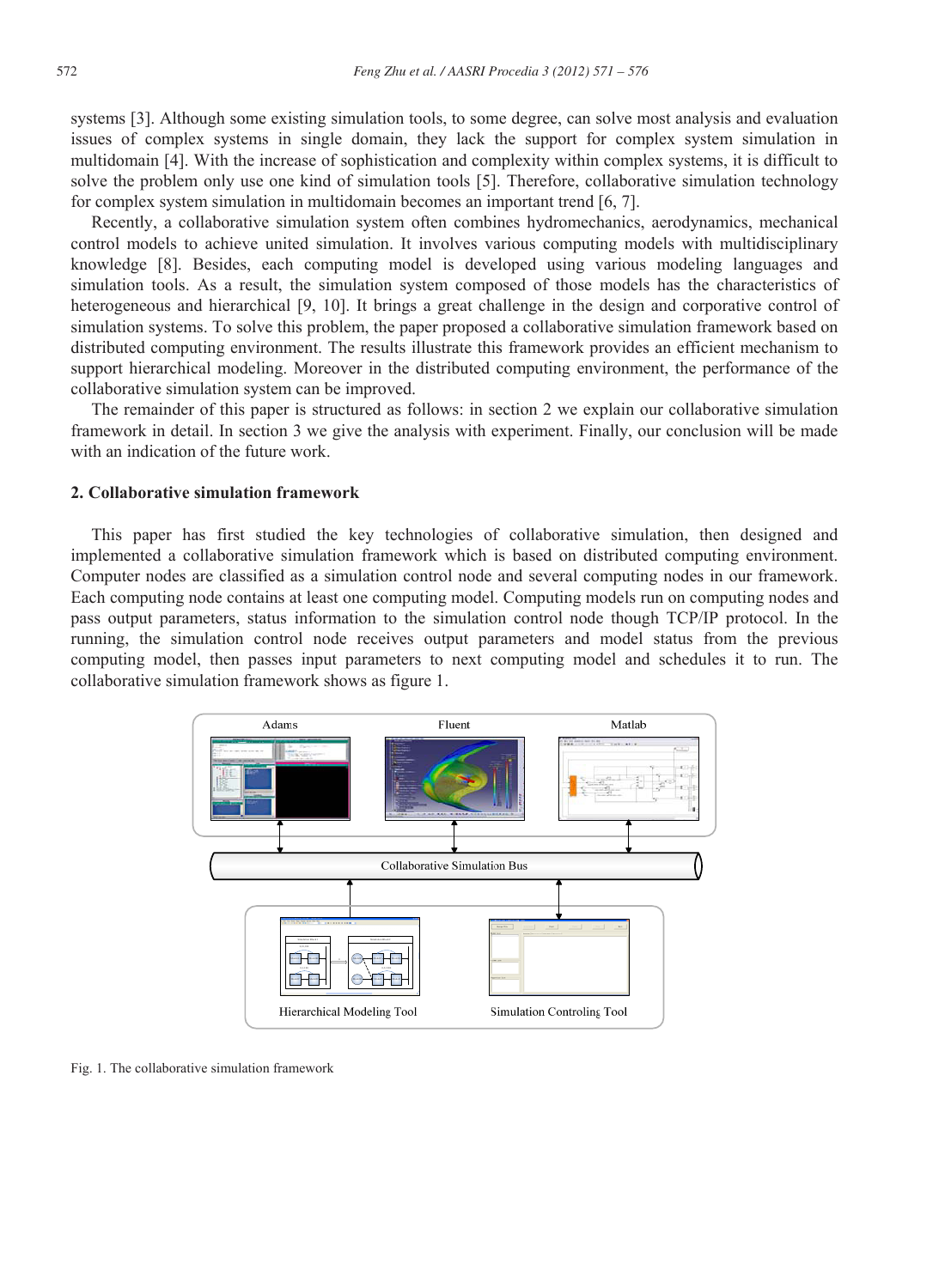systems [3]. Although some existing simulation tools, to some degree, can solve most analysis and evaluation issues of complex systems in single domain, they lack the support for complex system simulation in multidomain [4]. With the increase of sophistication and complexity within complex systems, it is difficult to solve the problem only use one kind of simulation tools [5]. Therefore, collaborative simulation technology for complex system simulation in multidomain becomes an important trend [6, 7].

Recently, a collaborative simulation system often combines hydromechanics, aerodynamics, mechanical control models to achieve united simulation. It involves various computing models with multidisciplinary knowledge [8]. Besides, each computing model is developed using various modeling languages and simulation tools. As a result, the simulation system composed of those models has the characteristics of heterogeneous and hierarchical [9, 10]. It brings a great challenge in the design and corporative control of simulation systems. To solve this problem, the paper proposed a collaborative simulation framework based on distributed computing environment. The results illustrate this framework provides an efficient mechanism to support hierarchical modeling. Moreover in the distributed computing environment, the performance of the collaborative simulation system can be improved.

The remainder of this paper is structured as follows: in section 2 we explain our collaborative simulation framework in detail. In section 3 we give the analysis with experiment. Finally, our conclusion will be made with an indication of the future work.

## 2. Collaborative simulation framework

This paper has first studied the key technologies of collaborative simulation, then designed and implemented a collaborative simulation framework which is based on distributed computing environment. Computer nodes are classified as a simulation control node and several computing nodes in our framework. Each computing node contains at least one computing model. Computing models run on computing nodes and pass output parameters, status information to the simulation control node though TCP/IP protocol. In the running, the simulation control node receives output parameters and model status from the previous computing model, then passes input parameters to next computing model and schedules it to run. The collaborative simulation framework shows as figure 1.

Fig. 1. The collaborative simulation framework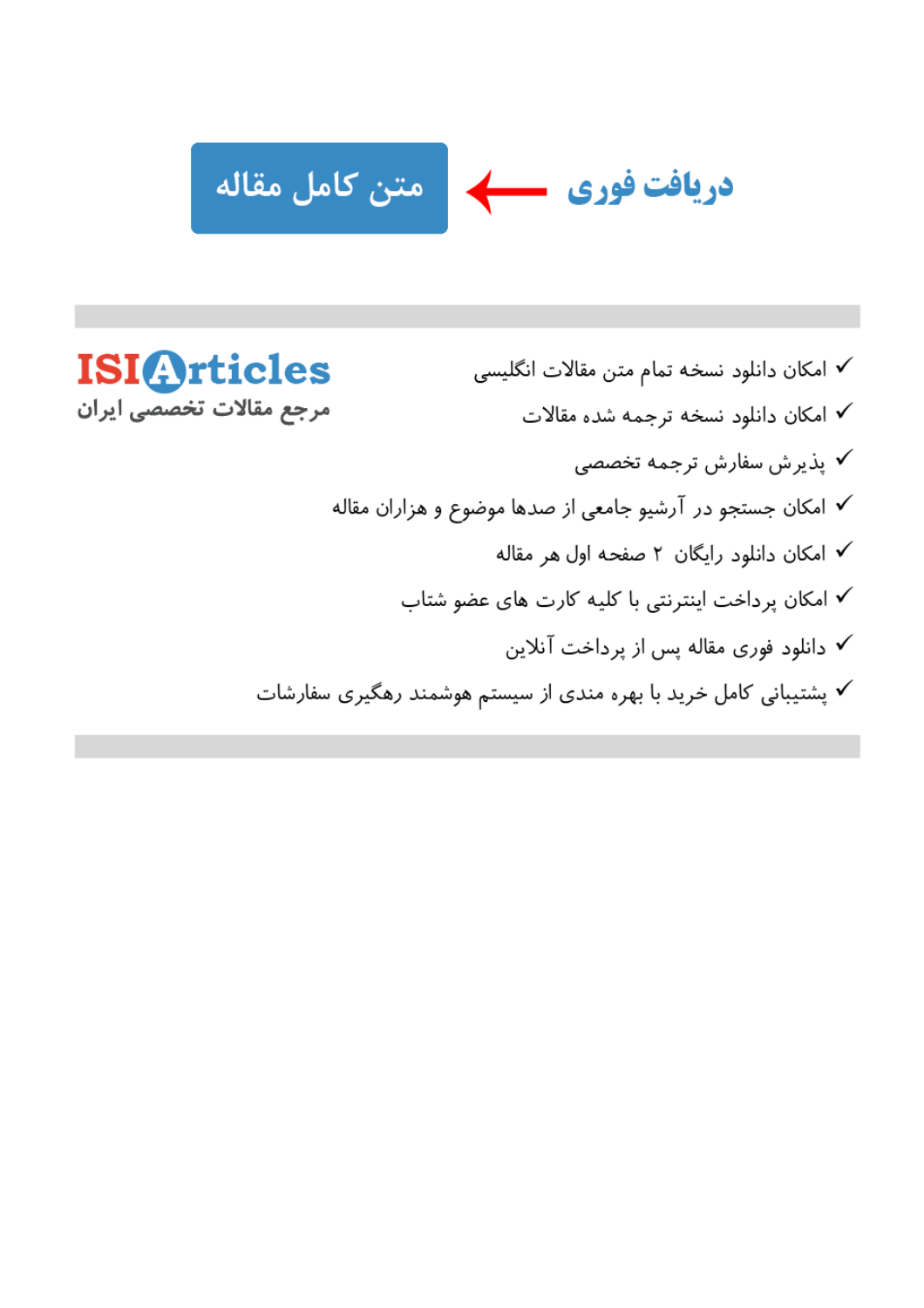دریافت فوری ← متن کامل مقاله

**ISIArticles**
مرجع مقالات تخصصی ایران

- ✓ امکان دانلود نسخه تمام متن مقالات انگلیسی
- ✓ امکان دانلود نسخه ترجمه شده مقالات
- ✓ پذیرش سفارش ترجمه تخصصی
- ✓ امکان جستجو در آرشیو جامعی از صدها موضوع و هزاران مقاله
- ✓ امکان دانلود رایگان ۲ صفحه اول هر مقاله
- ✓ امکان پرداخت اینترنتی با کلیه کارت های عضو شتاب
- ✓ دانلود فوری مقاله پس از پرداخت آنلاین
- ✓ پشتیبانی کامل خرید با بهره مندی از سیستم هوشمند رهگیری سفارشات